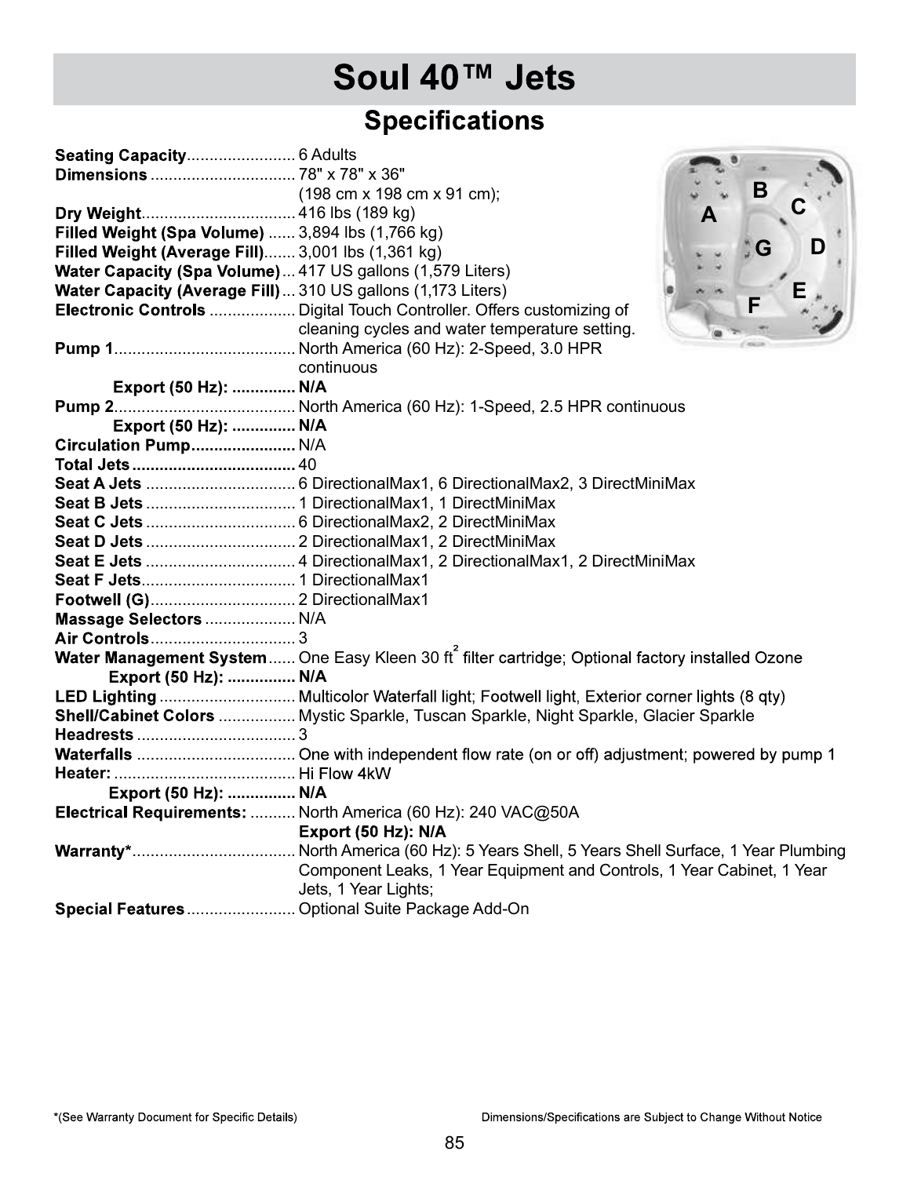# Soul 40™ Jets

## Specifications

**Seating Capacity**........................ 6 Adults

**Dimensions** ................................ 78" x 78" x 36" (198 cm x 198 cm x 91 cm);

**Dry Weight**.................................. 416 lbs (189 kg)

**Filled Weight (Spa Volume)** ...... 3,894 lbs (1,766 kg)

**Filled Weight (Average Fill)**....... 3,001 lbs (1,361 kg)

**Water Capacity (Spa Volume)**... 417 US gallons (1,579 Liters)

**Water Capacity (Average Fill)**... 310 US gallons (1,173 Liters)

**Electronic Controls** ................... Digital Touch Controller. Offers customizing of cleaning cycles and water temperature setting.

**Pump 1**........................................ North America (60 Hz): 2-Speed, 3.0 HPR continuous

**Export (50 Hz): ............. N/A**

**Pump 2**........................................ North America (60 Hz): 1-Speed, 2.5 HPR continuous

**Export (50 Hz): ............. N/A**

**Circulation Pump.......................** N/A

**Total Jets....................................** 40

**Seat A Jets** ................................. 6 DirectionalMax1, 6 DirectionalMax2, 3 DirectMiniMax

**Seat B Jets** ................................. 1 DirectionalMax1, 1 DirectMiniMax

**Seat C Jets** ................................. 6 DirectionalMax2, 2 DirectMiniMax

**Seat D Jets** ................................. 2 DirectionalMax1, 2 DirectMiniMax

**Seat E Jets** ................................. 4 DirectionalMax1, 2 DirectionalMax1, 2 DirectMiniMax

**Seat F Jets**.................................. 1 DirectionalMax1

**Footwell (G)**................................ 2 DirectionalMax1

**Massage Selectors** .................... N/A

**Air Controls**................................ 3

**Water Management System**...... One Easy Kleen 30 $ft^2$ filter cartridge; Optional factory installed Ozone

**Export (50 Hz): .............. N/A**

**LED Lighting** .............................. Multicolor Waterfall light; Footwell light, Exterior corner lights (8 qty)

**Shell/Cabinet Colors** ................. Mystic Sparkle, Tuscan Sparkle, Night Sparkle, Glacier Sparkle

**Headrests** ................................... 3

**Waterfalls** ................................... One with independent flow rate (on or off) adjustment; powered by pump 1

**Heater:** ........................................ Hi Flow 4kW

**Export (50 Hz): .............. N/A**

**Electrical Requirements:** .......... North America (60 Hz): 240 VAC@50A

**Export (50 Hz): N/A**

**Warranty***.................................... North America (60 Hz): 5 Years Shell, 5 Years Shell Surface, 1 Year Plumbing Component Leaks, 1 Year Equipment and Controls, 1 Year Cabinet, 1 Year Jets, 1 Year Lights;

**Special Features**........................ Optional Suite Package Add-On

*(See Warranty Document for Specific Details)

Dimensions/Specifications are Subject to Change Without Notice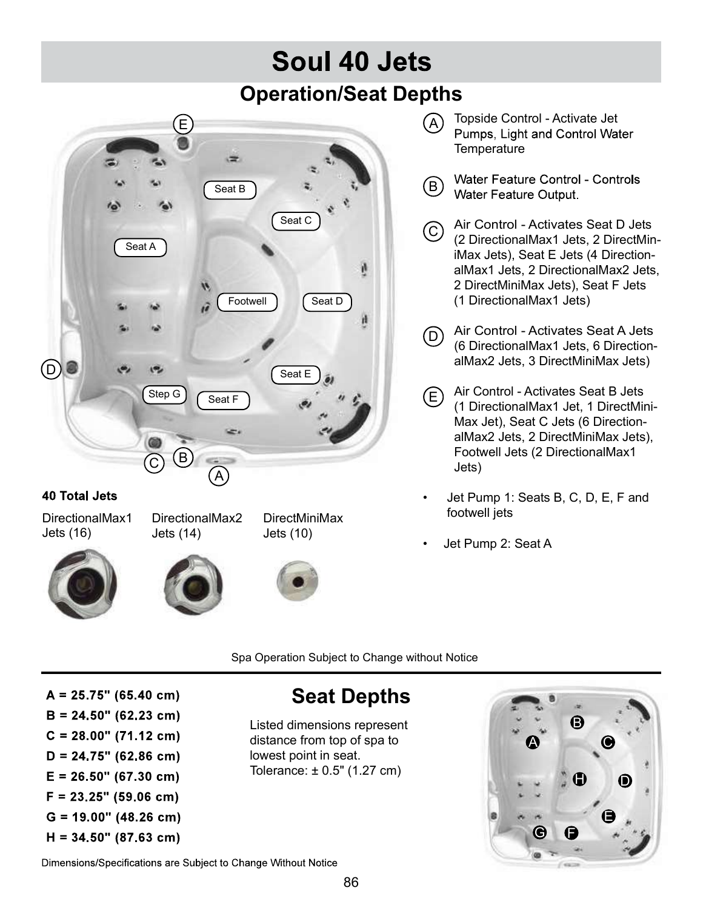# Soul 40 Jets

## Operation/Seat Depths

- **A** Topside Control - Activate Jet Pumps, Light and Control Water Temperature
- **B** Water Feature Control - Controls Water Feature Output.
- **C** Air Control - Activates Seat D Jets (2 DirectionalMax1 Jets, 2 DirectMiniMax Jets), Seat E Jets (4 DirectionalMax1 Jets, 2 DirectionalMax2 Jets, 2 DirectMiniMax Jets), Seat F Jets (1 DirectionalMax1 Jets)
- **D** Air Control - Activates Seat A Jets (6 DirectionalMax1 Jets, 6 DirectionalMax2 Jets, 3 DirectMiniMax Jets)
- **E** Air Control - Activates Seat B Jets (1 DirectionalMax1 Jet, 1 DirectMiniMax Jet), Seat C Jets (6 DirectionalMax2 Jets, 2 DirectMiniMax Jets), Footwell Jets (2 DirectionalMax1 Jets)

- Jet Pump 1: Seats B, C, D, E, F and footwell jets
- Jet Pump 2: Seat A

**40 Total Jets**

| DirectionalMax1 Jets (16) | DirectionalMax2 Jets (14) | DirectMiniMax Jets (10) |
|---|---|---|

Spa Operation Subject to Change without Notice

## Seat Depths

Listed dimensions represent distance from top of spa to lowest point in seat. Tolerance: ± 0.5" (1.27 cm)

- **A = 25.75" (65.40 cm)**
- **B = 24.50" (62.23 cm)**
- **C = 28.00" (71.12 cm)**
- **D = 24.75" (62.86 cm)**
- **E = 26.50" (67.30 cm)**
- **F = 23.25" (59.06 cm)**
- **G = 19.00" (48.26 cm)**
- **H = 34.50" (87.63 cm)**

Dimensions/Specifications are Subject to Change Without Notice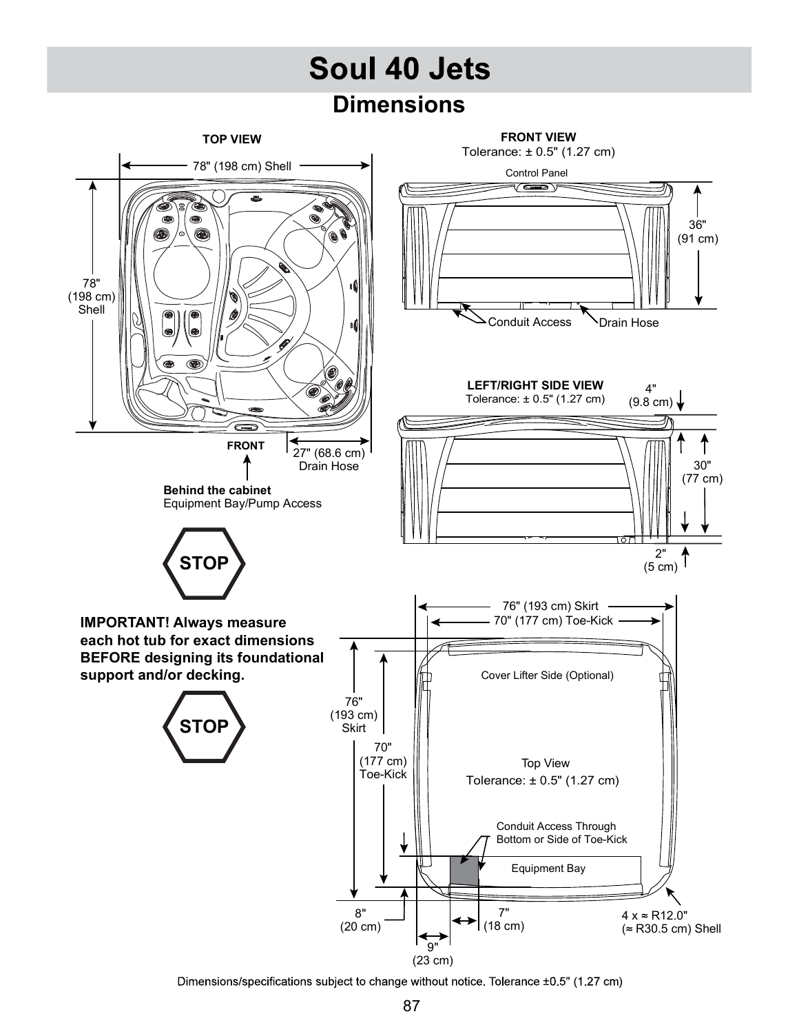# Soul 40 Jets

## Dimensions

**TOP VIEW**

78" (198 cm) Shell

78" (198 cm) Shell

**FRONT**

27" (68.6 cm) Drain Hose

**Behind the cabinet**
Equipment Bay/Pump Access

**FRONT VIEW**
Tolerance: ± 0.5" (1.27 cm)

Control Panel

36" (91 cm)

Conduit Access

Drain Hose

**LEFT/RIGHT SIDE VIEW**
Tolerance: ± 0.5" (1.27 cm)

4" (9.8 cm)

30" (77 cm)

2" (5 cm)

**STOP**

**IMPORTANT! Always measure each hot tub for exact dimensions BEFORE designing its foundational support and/or decking.**

**STOP**

76" (193 cm) Skirt

70" (177 cm) Toe-Kick

Cover Lifter Side (Optional)

76" (193 cm) Skirt

70" (177 cm) Toe-Kick

Top View
Tolerance: ± 0.5" (1.27 cm)

Conduit Access Through Bottom or Side of Toe-Kick

Equipment Bay

8" (20 cm)

7" (18 cm)

9" (23 cm)

4 x ≈ R12.0" (≈ R30.5 cm) Shell

Dimensions/specifications subject to change without notice. Tolerance ±0.5" (1.27 cm)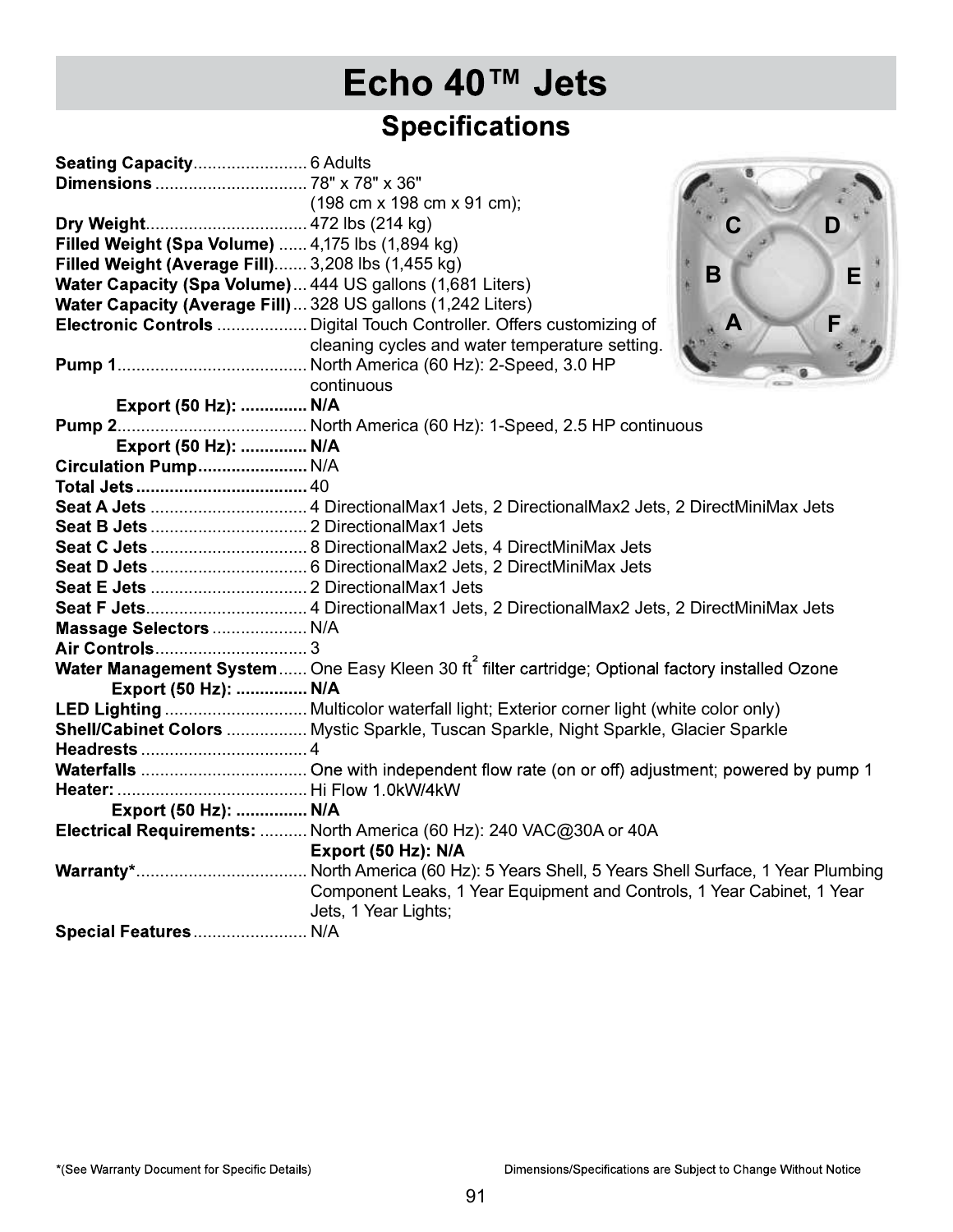# Echo 40™ Jets

## Specifications

**Seating Capacity**........................ 6 Adults

**Dimensions** ................................ 78" x 78" x 36" (198 cm x 198 cm x 91 cm);

**Dry Weight**.................................. 472 lbs (214 kg)

**Filled Weight (Spa Volume)** ...... 4,175 lbs (1,894 kg)

**Filled Weight (Average Fill)**....... 3,208 lbs (1,455 kg)

**Water Capacity (Spa Volume)**... 444 US gallons (1,681 Liters)

**Water Capacity (Average Fill)**... 328 US gallons (1,242 Liters)

**Electronic Controls** ................... Digital Touch Controller. Offers customizing of cleaning cycles and water temperature setting.

**Pump 1**........................................ North America (60 Hz): 2-Speed, 3.0 HP continuous

**Export (50 Hz): .............. N/A**

**Pump 2**........................................ North America (60 Hz): 1-Speed, 2.5 HP continuous

**Export (50 Hz): .............. N/A**

**Circulation Pump**....................... N/A

**Total Jets**.................................... 40

**Seat A Jets** ................................. 4 DirectionalMax1 Jets, 2 DirectionalMax2 Jets, 2 DirectMiniMax Jets

**Seat B Jets** ................................. 2 DirectionalMax1 Jets

**Seat C Jets** ................................. 8 DirectionalMax2 Jets, 4 DirectMiniMax Jets

**Seat D Jets** ................................. 6 DirectionalMax2 Jets, 2 DirectMiniMax Jets

**Seat E Jets** ................................. 2 DirectionalMax1 Jets

**Seat F Jets**.................................. 4 DirectionalMax1 Jets, 2 DirectionalMax2 Jets, 2 DirectMiniMax Jets

**Massage Selectors** .................... N/A

**Air Controls**................................ 3

**Water Management System**...... One Easy Kleen 30 $ft^2$ filter cartridge; Optional factory installed Ozone

**Export (50 Hz): .............. N/A**

**LED Lighting** ............................. Multicolor waterfall light; Exterior corner light (white color only)

**Shell/Cabinet Colors** ................. Mystic Sparkle, Tuscan Sparkle, Night Sparkle, Glacier Sparkle

**Headrests** ................................... 4

**Waterfalls** ................................... One with independent flow rate (on or off) adjustment; powered by pump 1

**Heater:** ........................................ Hi Flow 1.0kW/4kW

**Export (50 Hz): .............. N/A**

**Electrical Requirements:** .......... North America (60 Hz): 240 VAC@30A or 40A
**Export (50 Hz): N/A**

**Warranty***.................................... North America (60 Hz): 5 Years Shell, 5 Years Shell Surface, 1 Year Plumbing Component Leaks, 1 Year Equipment and Controls, 1 Year Cabinet, 1 Year Jets, 1 Year Lights;

**Special Features**........................ N/A

*(See Warranty Document for Specific Details)

Dimensions/Specifications are Subject to Change Without Notice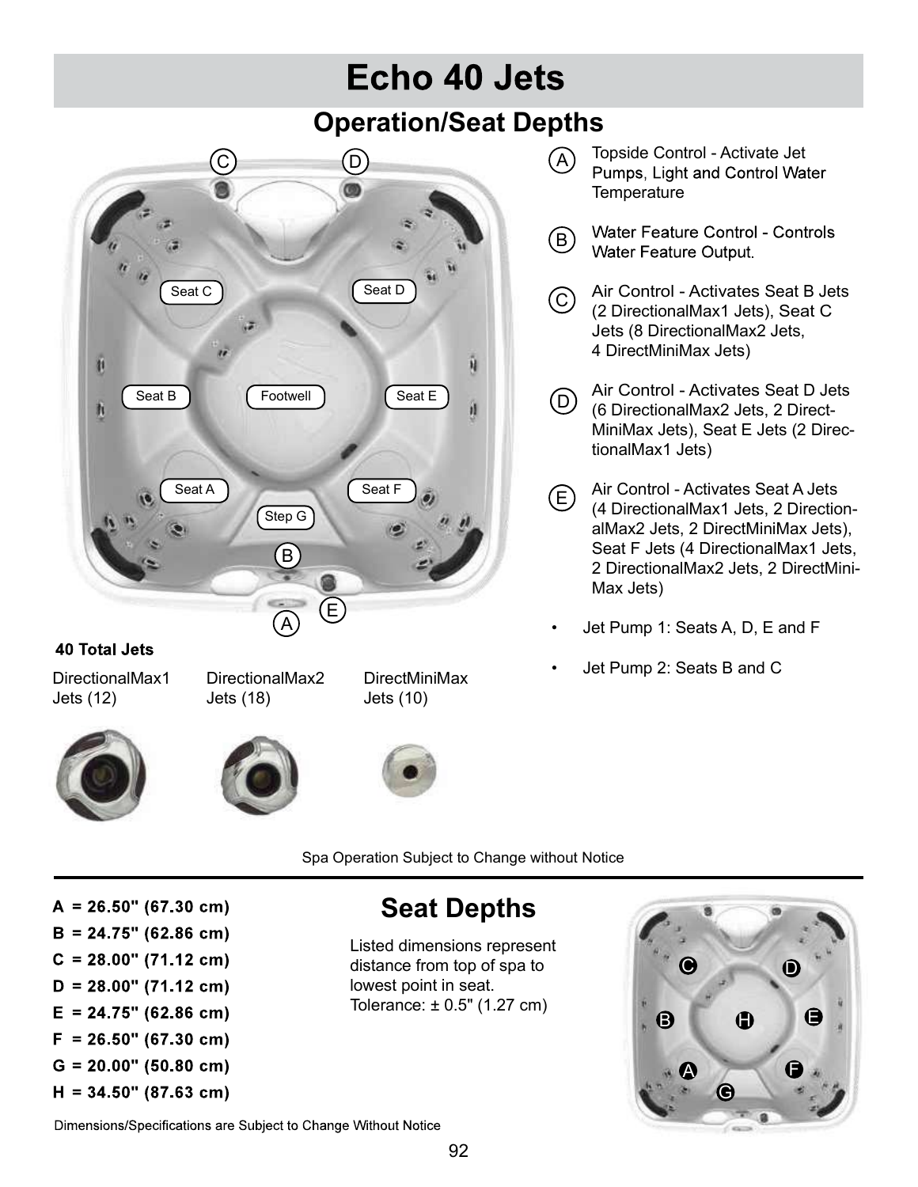# Echo 40 Jets

## Operation/Seat Depths

Ⓐ Topside Control - Activate Jet Pumps, Light and Control Water Temperature

Ⓑ Water Feature Control - Controls Water Feature Output.

Ⓒ Air Control - Activates Seat B Jets (2 DirectionalMax1 Jets), Seat C Jets (8 DirectionalMax2 Jets, 4 DirectMiniMax Jets)

Ⓓ Air Control - Activates Seat D Jets (6 DirectionalMax2 Jets, 2 Direct-MiniMax Jets), Seat E Jets (2 DirectionalMax1 Jets)

Ⓔ Air Control - Activates Seat A Jets (4 DirectionalMax1 Jets, 2 DirectionalMax2 Jets, 2 DirectMiniMax Jets), Seat F Jets (4 DirectionalMax1 Jets, 2 DirectionalMax2 Jets, 2 DirectMini-Max Jets)

- Jet Pump 1: Seats A, D, E and F
- Jet Pump 2: Seats B and C

**40 Total Jets**

DirectionalMax1 Jets (12)

DirectionalMax2 Jets (18)

DirectMiniMax Jets (10)

Spa Operation Subject to Change without Notice

## Seat Depths

Listed dimensions represent distance from top of spa to lowest point in seat. Tolerance: ± 0.5" (1.27 cm)

**A = 26.50" (67.30 cm)**
**B = 24.75" (62.86 cm)**
**C = 28.00" (71.12 cm)**
**D = 28.00" (71.12 cm)**
**E = 24.75" (62.86 cm)**
**F = 26.50" (67.30 cm)**
**G = 20.00" (50.80 cm)**
**H = 34.50" (87.63 cm)**

Dimensions/Specifications are Subject to Change Without Notice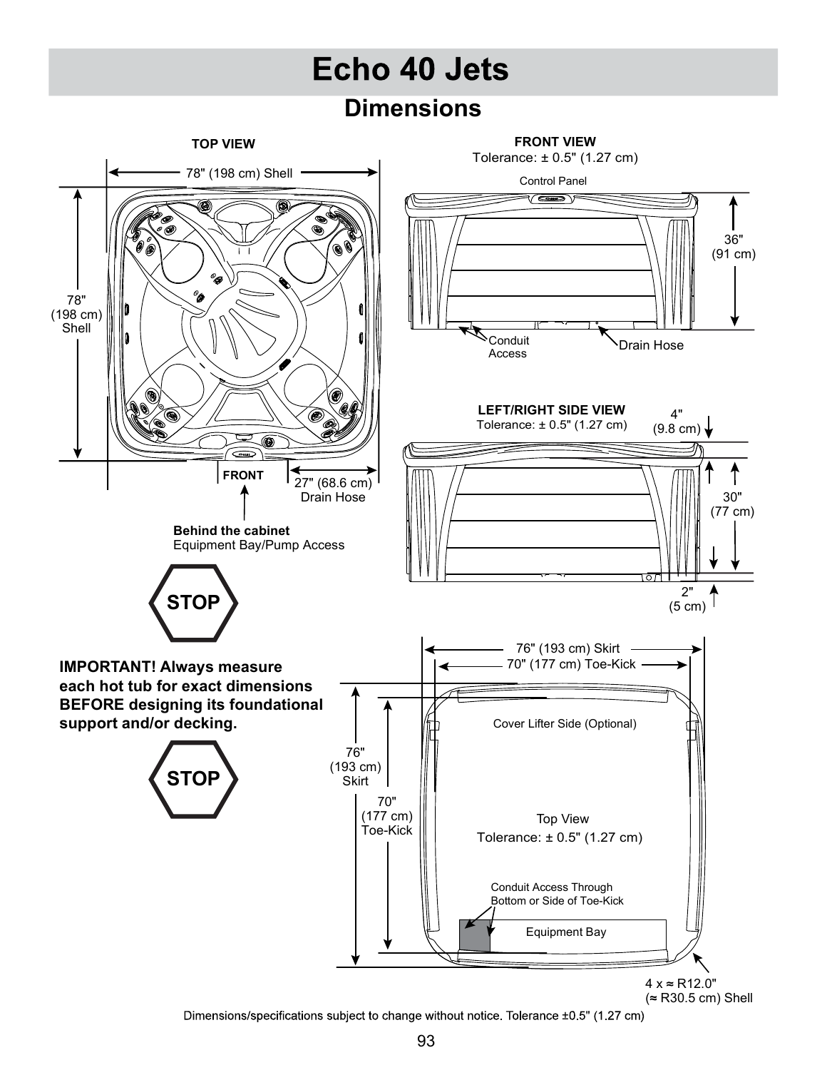# Echo 40 Jets

## Dimensions

**TOP VIEW**

78" (198 cm) Shell

78" (198 cm) Shell

**FRONT**

27" (68.6 cm) Drain Hose

**Behind the cabinet**
Equipment Bay/Pump Access

**FRONT VIEW**
Tolerance: ± 0.5" (1.27 cm)

Control Panel

36" (91 cm)

Conduit Access

Drain Hose

**LEFT/RIGHT SIDE VIEW**
Tolerance: ± 0.5" (1.27 cm)

4" (9.8 cm)

30" (77 cm)

2" (5 cm)

STOP

**IMPORTANT! Always measure each hot tub for exact dimensions BEFORE designing its foundational support and/or decking.**

STOP

76" (193 cm) Skirt

70" (177 cm) Toe-Kick

76" (193 cm) Skirt

70" (177 cm) Toe-Kick

Cover Lifter Side (Optional)

Top View
Tolerance: ± 0.5" (1.27 cm)

Conduit Access Through Bottom or Side of Toe-Kick

Equipment Bay

4 x ≈ R12.0" (≈ R30.5 cm) Shell

Dimensions/specifications subject to change without notice. Tolerance ±0.5" (1.27 cm)